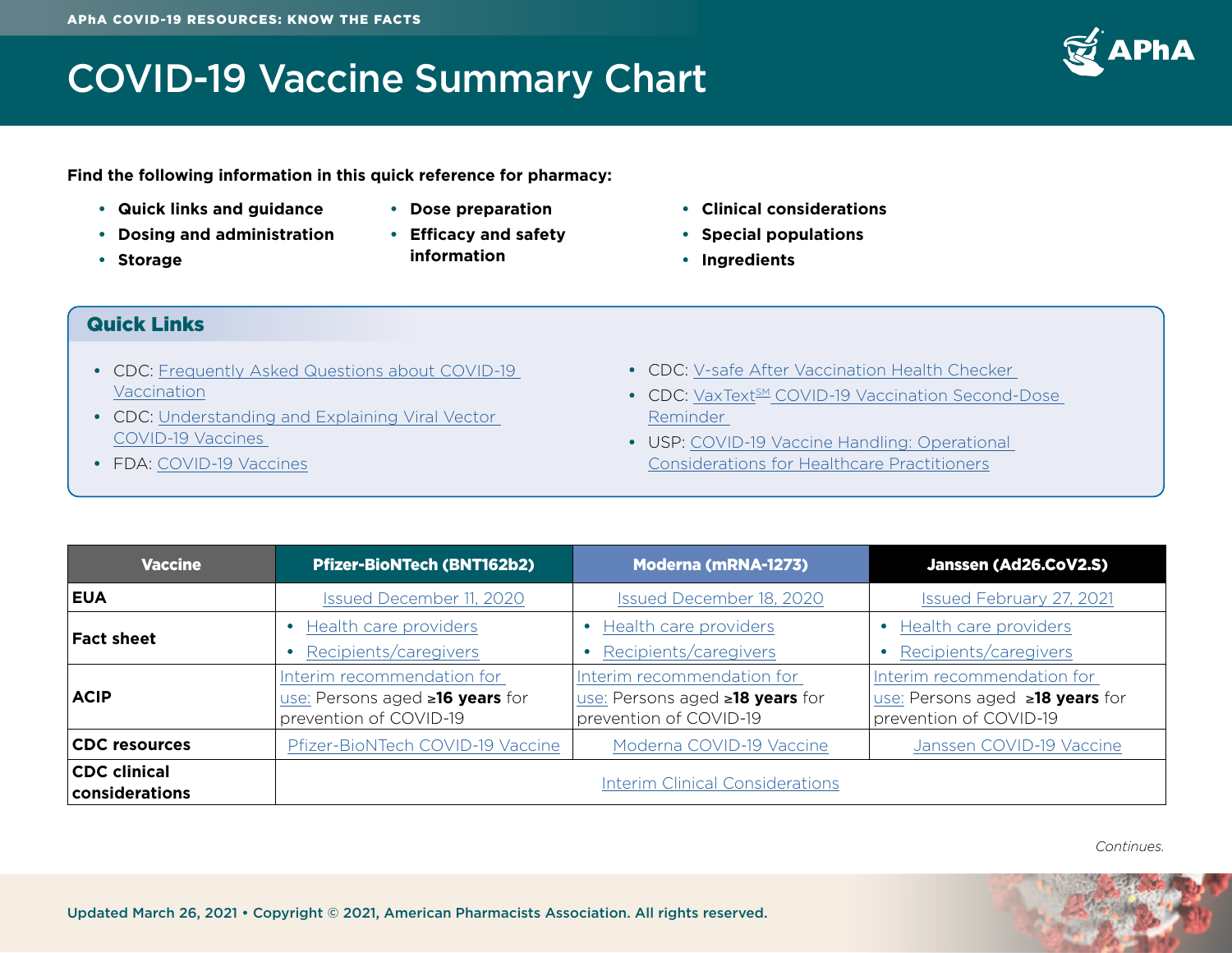# COVID-19 Vaccine Summary Chart

**Find the following information in this quick reference for pharmacy:**

- **Quick links and guidance**
- **Dosing and administration**
- **Storage**
- **Dose preparation**
- **Efficacy and safety information**
- **Clinical considerations**
- **Special populations**
- **Ingredients**

## Quick Links

- CDC: Frequently Asked Questions about COVID-19 Vaccination
- CDC: Understanding and Explaining Viral Vector COVID-19 Vaccines
- FDA: COVID-19 Vaccines
- CDC: V-safe After Vaccination Health Checker
- CDC: VaxText℠ COVID-19 Vaccination Second-Dose Reminder
- USP: COVID-19 Vaccine Handling: Operational Considerations for Healthcare Practitioners

| Vaccine | Pfizer-BioNTech (BNT162b2) | Moderna (mRNA-1273) | Janssen (Ad26.CoV2.S) |
|---|---|---|---|
| **EUA** | Issued December 11, 2020 | Issued December 18, 2020 | Issued February 27, 2021 |
| **Fact sheet** | • Health care providers<br>• Recipients/caregivers | • Health care providers<br>• Recipients/caregivers | • Health care providers<br>• Recipients/caregivers |
| **ACIP** | Interim recommendation for use: Persons aged ≥**16 years** for prevention of COVID-19 | Interim recommendation for use: Persons aged ≥**18 years** for prevention of COVID-19 | Interim recommendation for use: Persons aged ≥**18 years** for prevention of COVID-19 |
| **CDC resources** | Pfizer-BioNTech COVID-19 Vaccine | Moderna COVID-19 Vaccine | Janssen COVID-19 Vaccine |
| **CDC clinical considerations** | Interim Clinical Considerations | | |

*Continues.*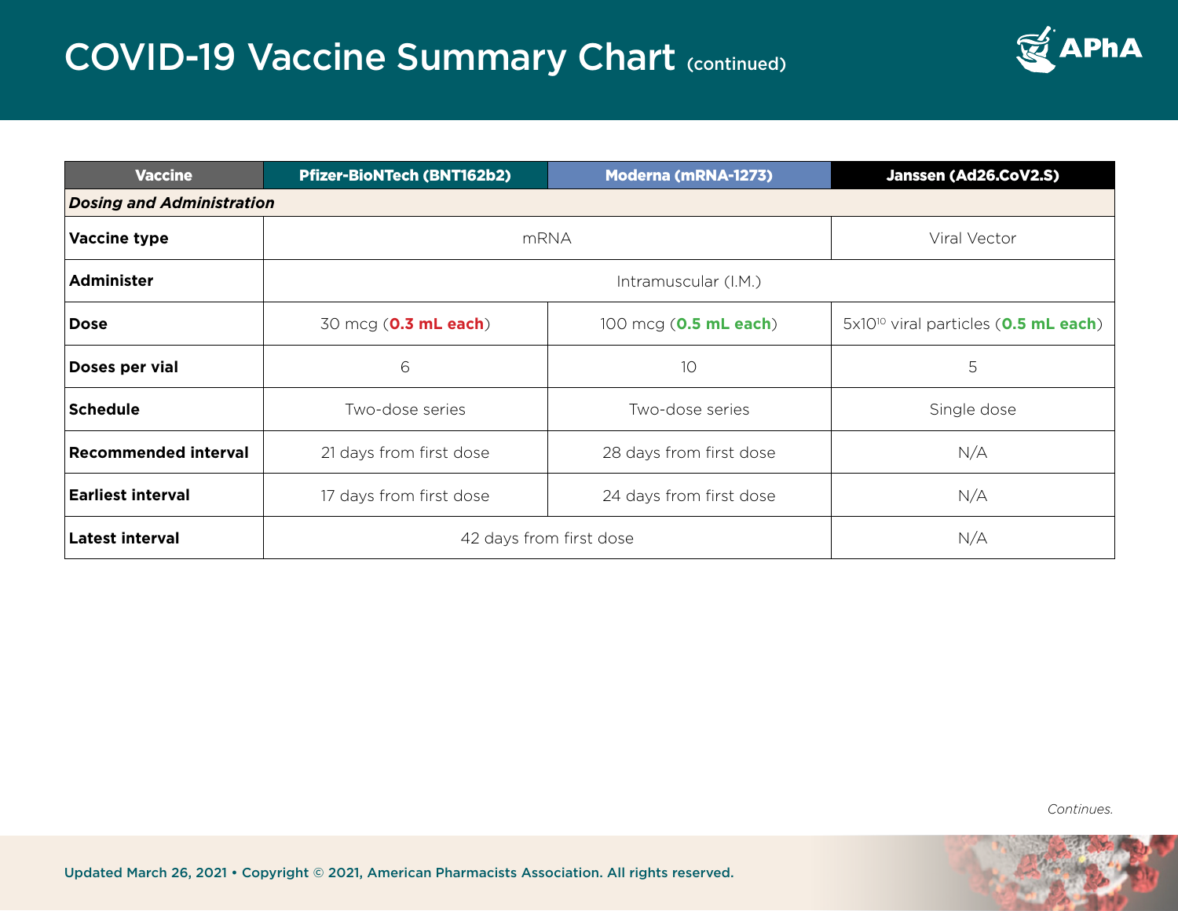# COVID-19 Vaccine Summary Chart (continued)

| Vaccine | Pfizer-BioNTech (BNT162b2) | Moderna (mRNA-1273) | Janssen (Ad26.CoV2.S) |
|---|---|---|---|
| ***Dosing and Administration*** | | | |
| **Vaccine type** | mRNA | | Viral Vector |
| **Administer** | Intramuscular (I.M.) | | |
| **Dose** | 30 mcg (**0.3 mL each**) | 100 mcg (**0.5 mL each**) | $5 \times 10^{10}$ viral particles (**0.5 mL each**) |
| **Doses per vial** | 6 | 10 | 5 |
| **Schedule** | Two-dose series | Two-dose series | Single dose |
| **Recommended interval** | 21 days from first dose | 28 days from first dose | N/A |
| **Earliest interval** | 17 days from first dose | 24 days from first dose | N/A |
| **Latest interval** | 42 days from first dose | | N/A |

*Continues.*

Updated March 26, 2021 • Copyright © 2021, American Pharmacists Association. All rights reserved.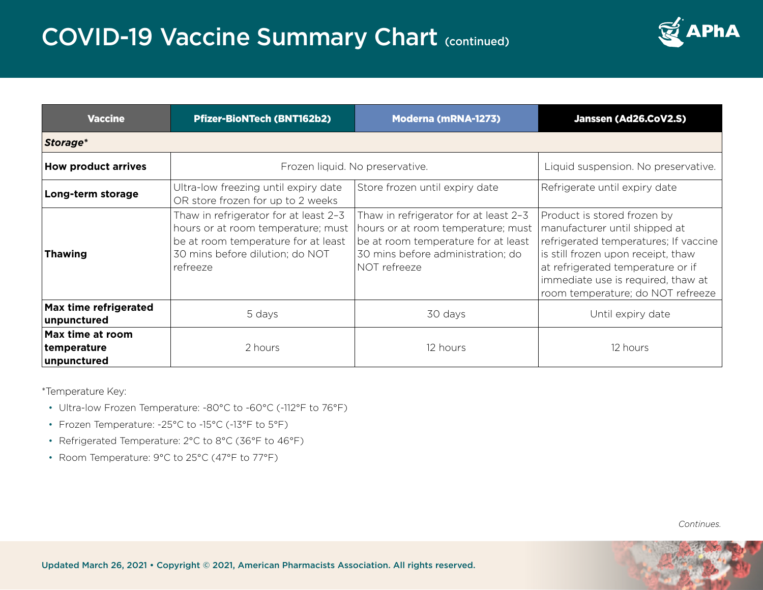# COVID-19 Vaccine Summary Chart (continued)

| Vaccine | Pfizer-BioNTech (BNT162b2) | Moderna (mRNA-1273) | Janssen (Ad26.CoV2.S) |
|---|---|---|---|
| ***Storage**** | | | |
| **How product arrives** | Frozen liquid. No preservative. | | Liquid suspension. No preservative. |
| **Long-term storage** | Ultra-low freezing until expiry date OR store frozen for up to 2 weeks | Store frozen until expiry date | Refrigerate until expiry date |
| **Thawing** | Thaw in refrigerator for at least 2–3 hours or at room temperature; must be at room temperature for at least 30 mins before dilution; do NOT refreeze | Thaw in refrigerator for at least 2–3 hours or at room temperature; must be at room temperature for at least 30 mins before administration; do NOT refreeze | Product is stored frozen by manufacturer until shipped at refrigerated temperatures; If vaccine is still frozen upon receipt, thaw at refrigerated temperature or if immediate use is required, thaw at room temperature; do NOT refreeze |
| **Max time refrigerated unpunctured** | 5 days | 30 days | Until expiry date |
| **Max time at room temperature unpunctured** | 2 hours | 12 hours | 12 hours |

*Temperature Key:

- Ultra-low Frozen Temperature: -80°C to -60°C (-112°F to 76°F)
- Frozen Temperature: -25°C to -15°C (-13°F to 5°F)
- Refrigerated Temperature: 2°C to 8°C (36°F to 46°F)
- Room Temperature: 9°C to 25°C (47°F to 77°F)

*Continues.*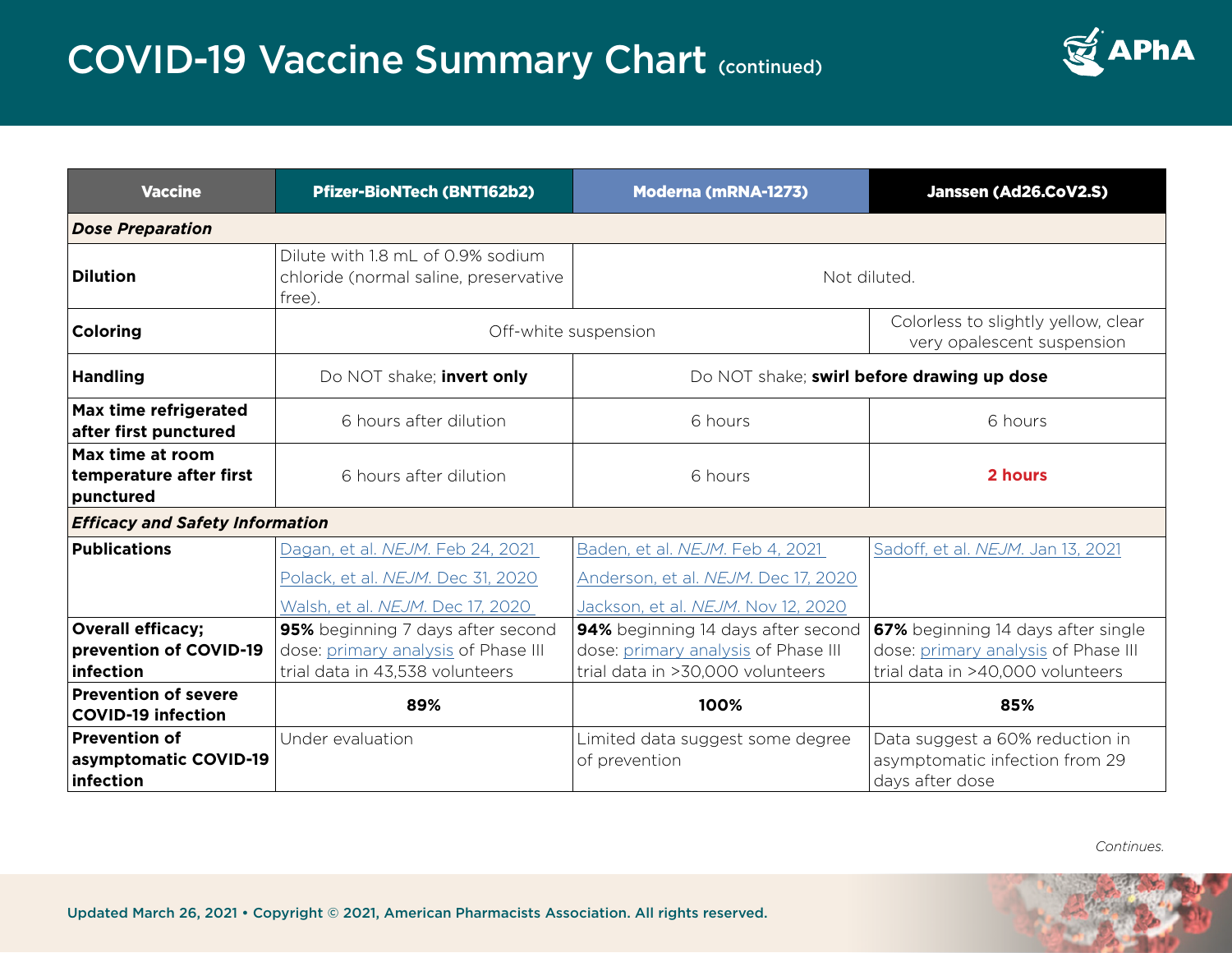# COVID-19 Vaccine Summary Chart (continued)

| Vaccine | Pfizer-BioNTech (BNT162b2) | Moderna (mRNA-1273) | Janssen (Ad26.CoV2.S) |
|---|---|---|---|
| ***Dose Preparation*** | | | |
| **Dilution** | Dilute with 1.8 mL of 0.9% sodium chloride (normal saline, preservative free). | Not diluted. | |
| **Coloring** | Off-white suspension | | Colorless to slightly yellow, clear very opalescent suspension |
| **Handling** | Do NOT shake; **invert only** | Do NOT shake; **swirl before drawing up dose** | |
| **Max time refrigerated after first punctured** | 6 hours after dilution | 6 hours | 6 hours |
| **Max time at room temperature after first punctured** | 6 hours after dilution | 6 hours | **2 hours** |
| ***Efficacy and Safety Information*** | | | |
| **Publications** | Dagan, et al. *NEJM*. Feb 24, 2021<br>Polack, et al. *NEJM*. Dec 31, 2020<br>Walsh, et al. *NEJM*. Dec 17, 2020 | Baden, et al. *NEJM*. Feb 4, 2021<br>Anderson, et al. *NEJM*. Dec 17, 2020<br>Jackson, et al. *NEJM*. Nov 12, 2020 | Sadoff, et al. *NEJM*. Jan 13, 2021 |
| **Overall efficacy; prevention of COVID-19 infection** | **95%** beginning 7 days after second dose: primary analysis of Phase III trial data in 43,538 volunteers | **94%** beginning 14 days after second dose: primary analysis of Phase III trial data in >30,000 volunteers | **67%** beginning 14 days after single dose: primary analysis of Phase III trial data in >40,000 volunteers |
| **Prevention of severe COVID-19 infection** | **89%** | **100%** | **85%** |
| **Prevention of asymptomatic COVID-19 infection** | Under evaluation | Limited data suggest some degree of prevention | Data suggest a 60% reduction in asymptomatic infection from 29 days after dose |

*Continues.*

Updated March 26, 2021 • Copyright © 2021, American Pharmacists Association. All rights reserved.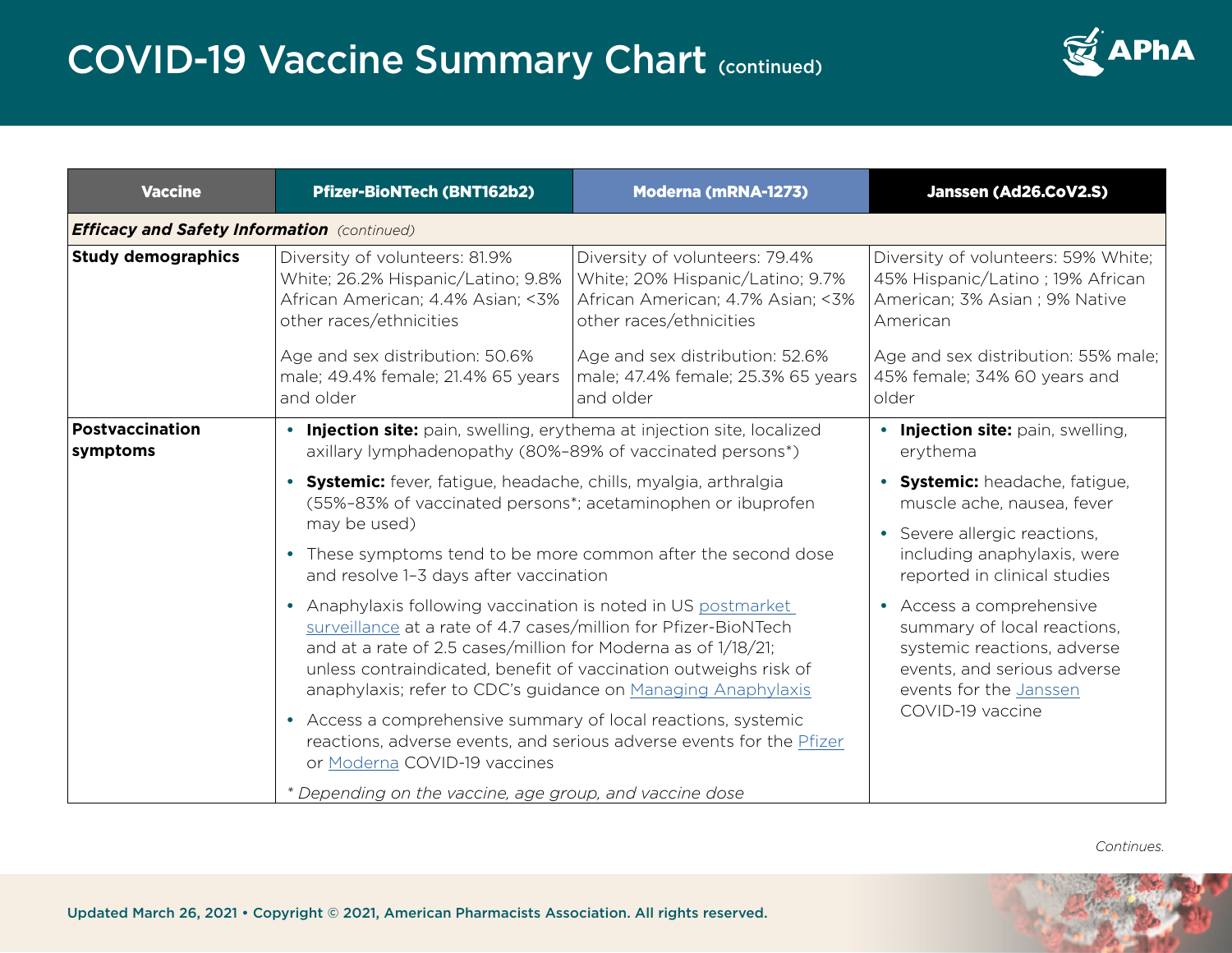# COVID-19 Vaccine Summary Chart (continued)

| Vaccine | Pfizer-BioNTech (BNT162b2) | Moderna (mRNA-1273) | Janssen (Ad26.CoV2.S) |
|---|---|---|---|
| ***Efficacy and Safety Information*** *(continued)* | | | |
| **Study demographics** | Diversity of volunteers: 81.9% White; 26.2% Hispanic/Latino; 9.8% African American; 4.4% Asian; <3% other races/ethnicities<br><br>Age and sex distribution: 50.6% male; 49.4% female; 21.4% 65 years and older | Diversity of volunteers: 79.4% White; 20% Hispanic/Latino; 9.7% African American; 4.7% Asian; <3% other races/ethnicities<br><br>Age and sex distribution: 52.6% male; 47.4% female; 25.3% 65 years and older | Diversity of volunteers: 59% White; 45% Hispanic/Latino ; 19% African American; 3% Asian ; 9% Native American<br><br>Age and sex distribution: 55% male; 45% female; 34% 60 years and older |
| **Postvaccination symptoms** | • **Injection site:** pain, swelling, erythema at injection site, localized axillary lymphadenopathy (80%–89% of vaccinated persons*)<br>• **Systemic:** fever, fatigue, headache, chills, myalgia, arthralgia (55%–83% of vaccinated persons*; acetaminophen or ibuprofen may be used)<br>• These symptoms tend to be more common after the second dose and resolve 1–3 days after vaccination<br>• Anaphylaxis following vaccination is noted in US postmarket surveillance at a rate of 4.7 cases/million for Pfizer-BioNTech and at a rate of 2.5 cases/million for Moderna as of 1/18/21; unless contraindicated, benefit of vaccination outweighs risk of anaphylaxis; refer to CDC's guidance on Managing Anaphylaxis<br>• Access a comprehensive summary of local reactions, systemic reactions, adverse events, and serious adverse events for the Pfizer or Moderna COVID-19 vaccines<br><br>*\* Depending on the vaccine, age group, and vaccine dose* | | • **Injection site:** pain, swelling, erythema<br>• **Systemic:** headache, fatigue, muscle ache, nausea, fever<br>• Severe allergic reactions, including anaphylaxis, were reported in clinical studies<br>• Access a comprehensive summary of local reactions, systemic reactions, adverse events, and serious adverse events for the Janssen COVID-19 vaccine |

*Continues.*

Updated March 26, 2021 • Copyright © 2021, American Pharmacists Association. All rights reserved.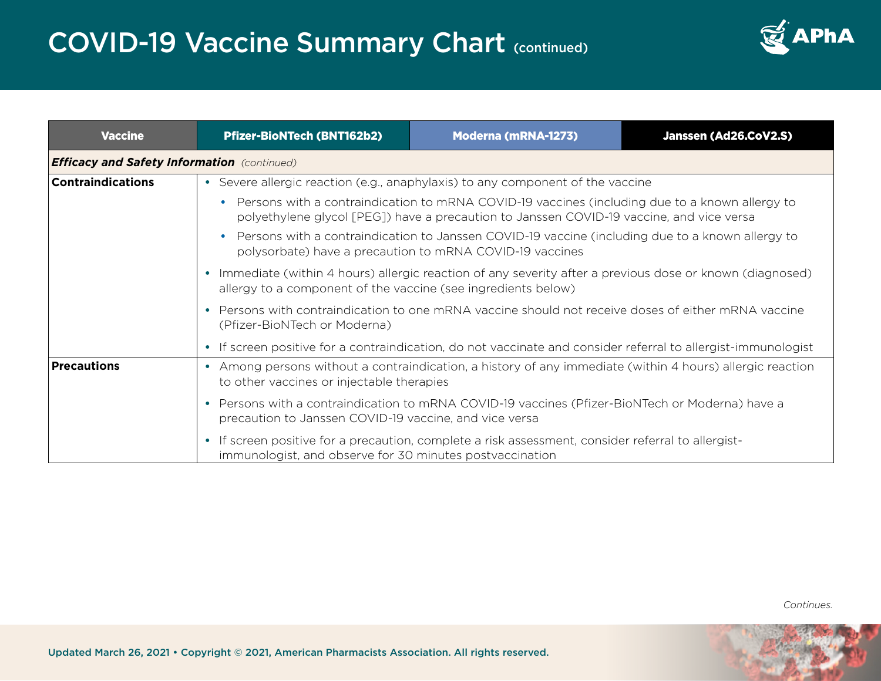# COVID-19 Vaccine Summary Chart (continued)

| Vaccine | Pfizer-BioNTech (BNT162b2) | Moderna (mRNA-1273) | Janssen (Ad26.CoV2.S) |
|---|---|---|---|
| ***Efficacy and Safety Information*** *(continued)* | | | |
| **Contraindications** | • Severe allergic reaction (e.g., anaphylaxis) to any component of the vaccine<br>  • Persons with a contraindication to mRNA COVID-19 vaccines (including due to a known allergy to polyethylene glycol [PEG]) have a precaution to Janssen COVID-19 vaccine, and vice versa<br>  • Persons with a contraindication to Janssen COVID-19 vaccine (including due to a known allergy to polysorbate) have a precaution to mRNA COVID-19 vaccines<br>• Immediate (within 4 hours) allergic reaction of any severity after a previous dose or known (diagnosed) allergy to a component of the vaccine (see ingredients below)<br>• Persons with contraindication to one mRNA vaccine should not receive doses of either mRNA vaccine (Pfizer-BioNTech or Moderna)<br>• If screen positive for a contraindication, do not vaccinate and consider referral to allergist-immunologist | | |
| **Precautions** | • Among persons without a contraindication, a history of any immediate (within 4 hours) allergic reaction to other vaccines or injectable therapies<br>• Persons with a contraindication to mRNA COVID-19 vaccines (Pfizer-BioNTech or Moderna) have a precaution to Janssen COVID-19 vaccine, and vice versa<br>• If screen positive for a precaution, complete a risk assessment, consider referral to allergist-immunologist, and observe for 30 minutes postvaccination | | |

*Continues.*

Updated March 26, 2021 • Copyright © 2021, American Pharmacists Association. All rights reserved.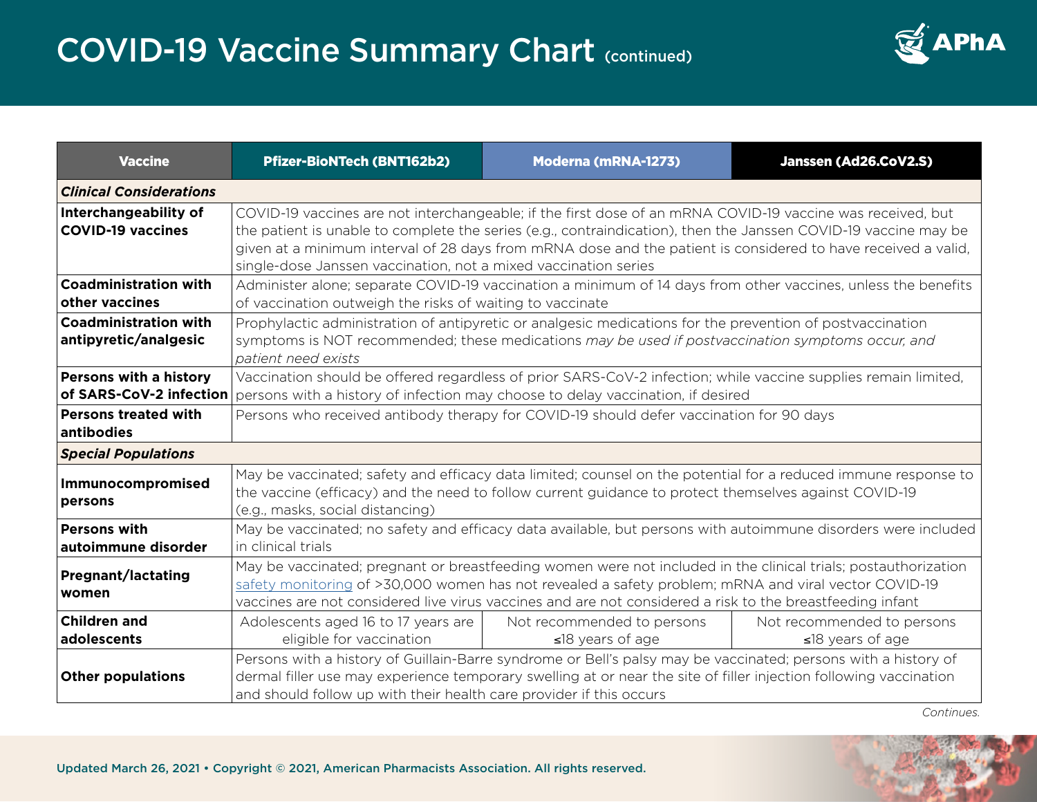# COVID-19 Vaccine Summary Chart (continued)

| Vaccine | Pfizer-BioNTech (BNT162b2) | Moderna (mRNA-1273) | Janssen (Ad26.CoV2.S) |
| --- | --- | --- | --- |
| ***Clinical Considerations*** | | | |
| **Interchangeability of COVID-19 vaccines** | COVID-19 vaccines are not interchangeable; if the first dose of an mRNA COVID-19 vaccine was received, but the patient is unable to complete the series (e.g., contraindication), then the Janssen COVID-19 vaccine may be given at a minimum interval of 28 days from mRNA dose and the patient is considered to have received a valid, single-dose Janssen vaccination, not a mixed vaccination series | | |
| **Coadministration with other vaccines** | Administer alone; separate COVID-19 vaccination a minimum of 14 days from other vaccines, unless the benefits of vaccination outweigh the risks of waiting to vaccinate | | |
| **Coadministration with antipyretic/analgesic** | Prophylactic administration of antipyretic or analgesic medications for the prevention of postvaccination symptoms is NOT recommended; these medications *may be used if postvaccination symptoms occur, and patient need exists* | | |
| **Persons with a history of SARS-CoV-2 infection** | Vaccination should be offered regardless of prior SARS-CoV-2 infection; while vaccine supplies remain limited, persons with a history of infection may choose to delay vaccination, if desired | | |
| **Persons treated with antibodies** | Persons who received antibody therapy for COVID-19 should defer vaccination for 90 days | | |
| ***Special Populations*** | | | |
| **Immunocompromised persons** | May be vaccinated; safety and efficacy data limited; counsel on the potential for a reduced immune response to the vaccine (efficacy) and the need to follow current guidance to protect themselves against COVID-19 (e.g., masks, social distancing) | | |
| **Persons with autoimmune disorder** | May be vaccinated; no safety and efficacy data available, but persons with autoimmune disorders were included in clinical trials | | |
| **Pregnant/lactating women** | May be vaccinated; pregnant or breastfeeding women were not included in the clinical trials; postauthorization safety monitoring of >30,000 women has not revealed a safety problem; mRNA and viral vector COVID-19 vaccines are not considered live virus vaccines and are not considered a risk to the breastfeeding infant | | |
| **Children and adolescents** | Adolescents aged 16 to 17 years are eligible for vaccination | Not recommended to persons ≤18 years of age | Not recommended to persons ≤18 years of age |
| **Other populations** | Persons with a history of Guillain-Barre syndrome or Bell's palsy may be vaccinated; persons with a history of dermal filler use may experience temporary swelling at or near the site of filler injection following vaccination and should follow up with their health care provider if this occurs | | |

*Continues.*

Updated March 26, 2021 • Copyright © 2021, American Pharmacists Association. All rights reserved.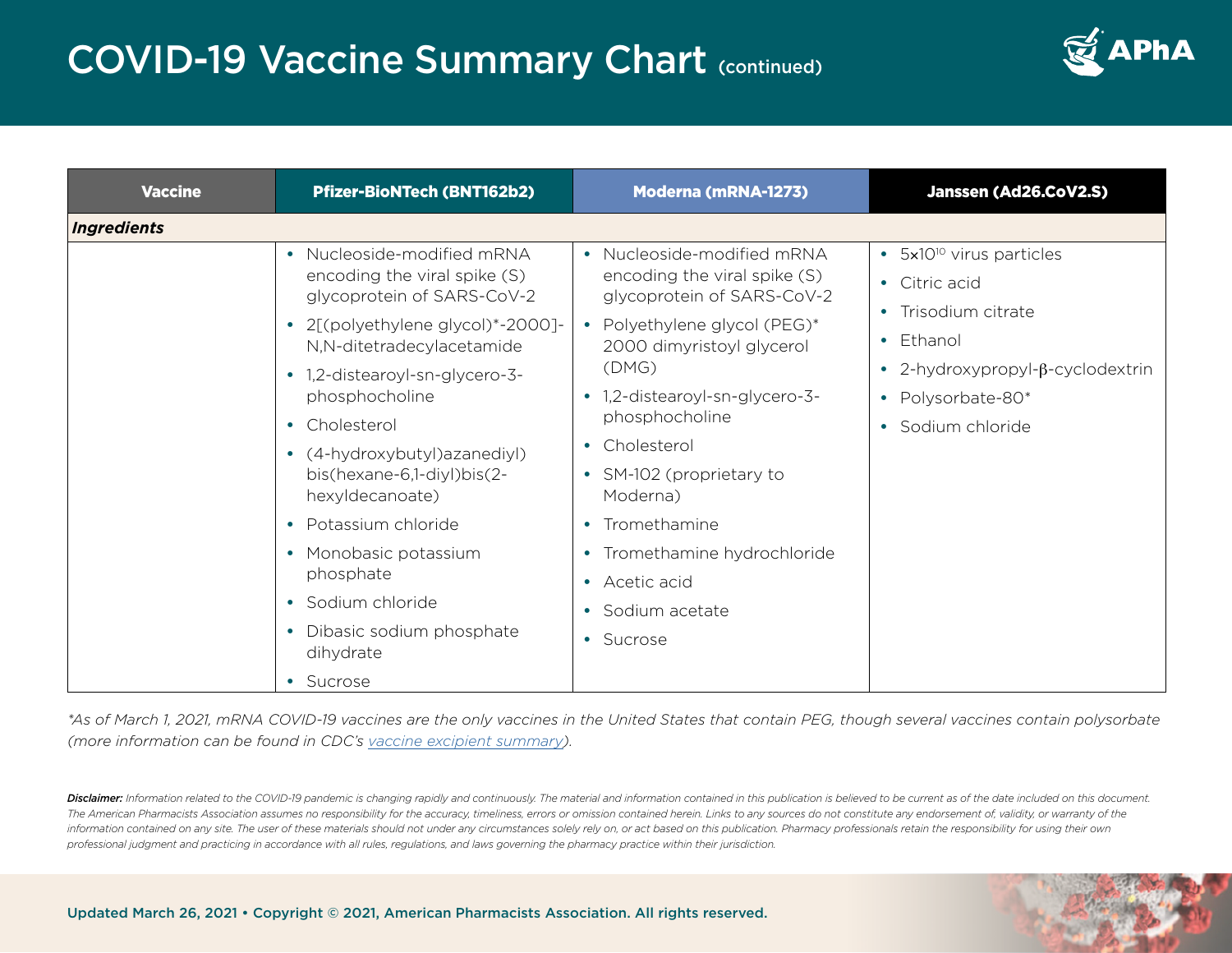# COVID-19 Vaccine Summary Chart (continued)

| Vaccine | Pfizer-BioNTech (BNT162b2) | Moderna (mRNA-1273) | Janssen (Ad26.CoV2.S) |
|---|---|---|---|
| ***Ingredients*** | | | |
| | • Nucleoside-modified mRNA encoding the viral spike (S) glycoprotein of SARS-CoV-2<br>• 2[(polyethylene glycol)*-2000]-N,N-ditetradecylacetamide<br>• 1,2-distearoyl-sn-glycero-3-phosphocholine<br>• Cholesterol<br>• (4-hydroxybutyl)azanediyl)bis(hexane-6,1-diyl)bis(2-hexyldecanoate)<br>• Potassium chloride<br>• Monobasic potassium phosphate<br>• Sodium chloride<br>• Dibasic sodium phosphate dihydrate<br>• Sucrose | • Nucleoside-modified mRNA encoding the viral spike (S) glycoprotein of SARS-CoV-2<br>• Polyethylene glycol (PEG)* 2000 dimyristoyl glycerol (DMG)<br>• 1,2-distearoyl-sn-glycero-3-phosphocholine<br>• Cholesterol<br>• SM-102 (proprietary to Moderna)<br>• Tromethamine<br>• Tromethamine hydrochloride<br>• Acetic acid<br>• Sodium acetate<br>• Sucrose | • $5 \times 10^{10}$ virus particles<br>• Citric acid<br>• Trisodium citrate<br>• Ethanol<br>• 2-hydroxypropyl-β-cyclodextrin<br>• Polysorbate-80*<br>• Sodium chloride |

*\*As of March 1, 2021, mRNA COVID-19 vaccines are the only vaccines in the United States that contain PEG, though several vaccines contain polysorbate (more information can be found in CDC's vaccine excipient summary).*

***Disclaimer:*** *Information related to the COVID-19 pandemic is changing rapidly and continuously. The material and information contained in this publication is believed to be current as of the date included on this document. The American Pharmacists Association assumes no responsibility for the accuracy, timeliness, errors or omission contained herein. Links to any sources do not constitute any endorsement of, validity, or warranty of the information contained on any site. The user of these materials should not under any circumstances solely rely on, or act based on this publication. Pharmacy professionals retain the responsibility for using their own professional judgment and practicing in accordance with all rules, regulations, and laws governing the pharmacy practice within their jurisdiction.*

Updated March 26, 2021 • Copyright © 2021, American Pharmacists Association. All rights reserved.